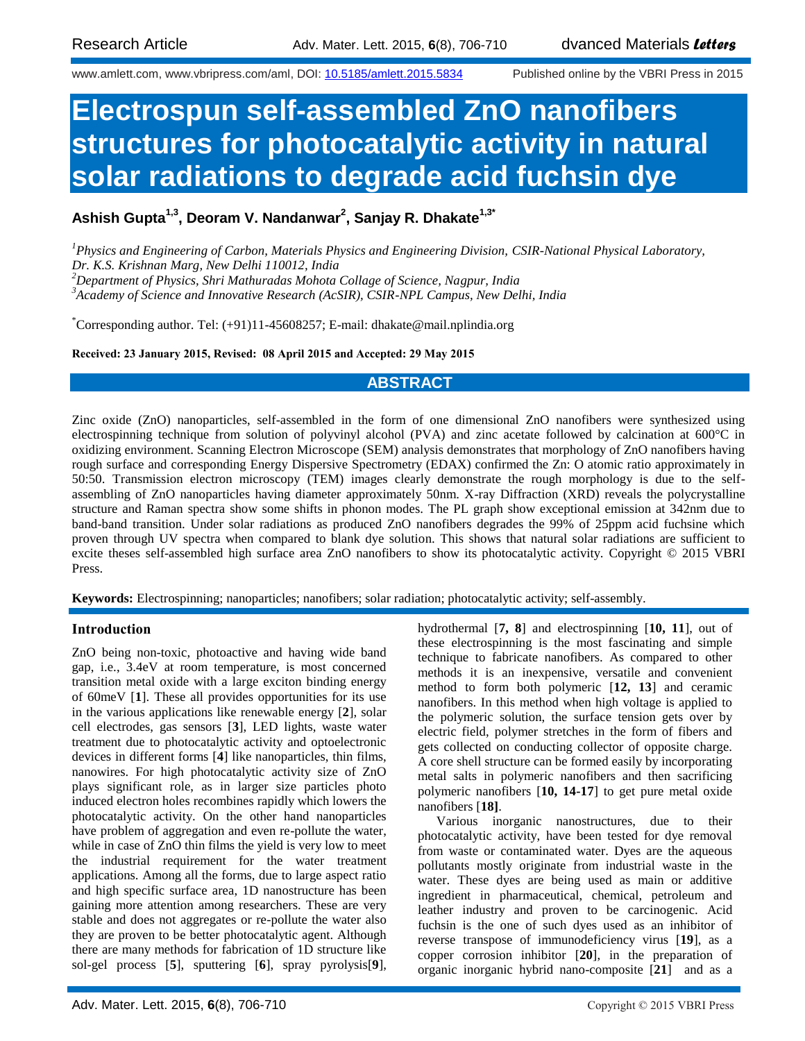Research Article

# Electrospun self-assembled ZnO nanofibers structures for photocatalytic activity in natural solar radiations to degrade acid fuchsin dye

**Ashish Gupta[1,3], Deoram V. Nandanwar[2], Sanjay R. Dhakate[1,3*]**

*[1]Physics and Engineering of Carbon, Materials Physics and Engineering Division, CSIR-National Physical Laboratory, Dr. K.S. Krishnan Marg, New Delhi 110012, India*
*[2]Department of Physics, Shri Mathuradas Mohota Collage of Science, Nagpur, India*
*[3]Academy of Science and Innovative Research (AcSIR), CSIR-NPL Campus, New Delhi, India*

[*]Corresponding author. Tel: (+91)11-45608257; E-mail: dhakate@mail.nplindia.org

**Received: 23 January 2015, Revised: 08 April 2015 and Accepted: 29 May 2015**

## ABSTRACT

Zinc oxide (ZnO) nanoparticles, self-assembled in the form of one dimensional ZnO nanofibers were synthesized using electrospinning technique from solution of polyvinyl alcohol (PVA) and zinc acetate followed by calcination at 600°C in oxidizing environment. Scanning Electron Microscope (SEM) analysis demonstrates that morphology of ZnO nanofibers having rough surface and corresponding Energy Dispersive Spectrometry (EDAX) confirmed the Zn: O atomic ratio approximately in 50:50. Transmission electron microscopy (TEM) images clearly demonstrate the rough morphology is due to the self-assembling of ZnO nanoparticles having diameter approximately 50nm. X-ray Diffraction (XRD) reveals the polycrystalline structure and Raman spectra show some shifts in phonon modes. The PL graph show exceptional emission at 342nm due to band-band transition. Under solar radiations as produced ZnO nanofibers degrades the 99% of 25ppm acid fuchsine which proven through UV spectra when compared to blank dye solution. This shows that natural solar radiations are sufficient to excite theses self-assembled high surface area ZnO nanofibers to show its photocatalytic activity. Copyright © 2015 VBRI Press.

**Keywords:** Electrospinning; nanoparticles; nanofibers; solar radiation; photocatalytic activity; self-assembly.

## Introduction

ZnO being non-toxic, photoactive and having wide band gap, i.e., 3.4eV at room temperature, is most concerned transition metal oxide with a large exciton binding energy of 60meV [**1**]. These all provides opportunities for its use in the various applications like renewable energy [**2**], solar cell electrodes, gas sensors [**3**], LED lights, waste water treatment due to photocatalytic activity and optoelectronic devices in different forms [**4**] like nanoparticles, thin films, nanowires. For high photocatalytic activity size of ZnO plays significant role, as in larger size particles photo induced electron holes recombines rapidly which lowers the photocatalytic activity. On the other hand nanoparticles have problem of aggregation and even re-pollute the water, while in case of ZnO thin films the yield is very low to meet the industrial requirement for the water treatment applications. Among all the forms, due to large aspect ratio and high specific surface area, 1D nanostructure has been gaining more attention among researchers. These are very stable and does not aggregates or re-pollute the water also they are proven to be better photocatalytic agent. Although there are many methods for fabrication of 1D structure like sol-gel process [**5**], sputtering [**6**], spray pyrolysis[**9**], hydrothermal [**7, 8**] and electrospinning [**10, 11**], out of these electrospinning is the most fascinating and simple technique to fabricate nanofibers. As compared to other methods it is an inexpensive, versatile and convenient method to form both polymeric [**12, 13**] and ceramic nanofibers. In this method when high voltage is applied to the polymeric solution, the surface tension gets over by electric field, polymer stretches in the form of fibers and gets collected on conducting collector of opposite charge. A core shell structure can be formed easily by incorporating metal salts in polymeric nanofibers and then sacrificing polymeric nanofibers [**10, 14-17**] to get pure metal oxide nanofibers [**18**].

Various inorganic nanostructures, due to their photocatalytic activity, have been tested for dye removal from waste or contaminated water. Dyes are the aqueous pollutants mostly originate from industrial waste in the water. These dyes are being used as main or additive ingredient in pharmaceutical, chemical, petroleum and leather industry and proven to be carcinogenic. Acid fuchsin is the one of such dyes used as an inhibitor of reverse transpose of immunodeficiency virus [**19**], as a copper corrosion inhibitor [**20**], in the preparation of organic inorganic hybrid nano-composite [**21**] and as a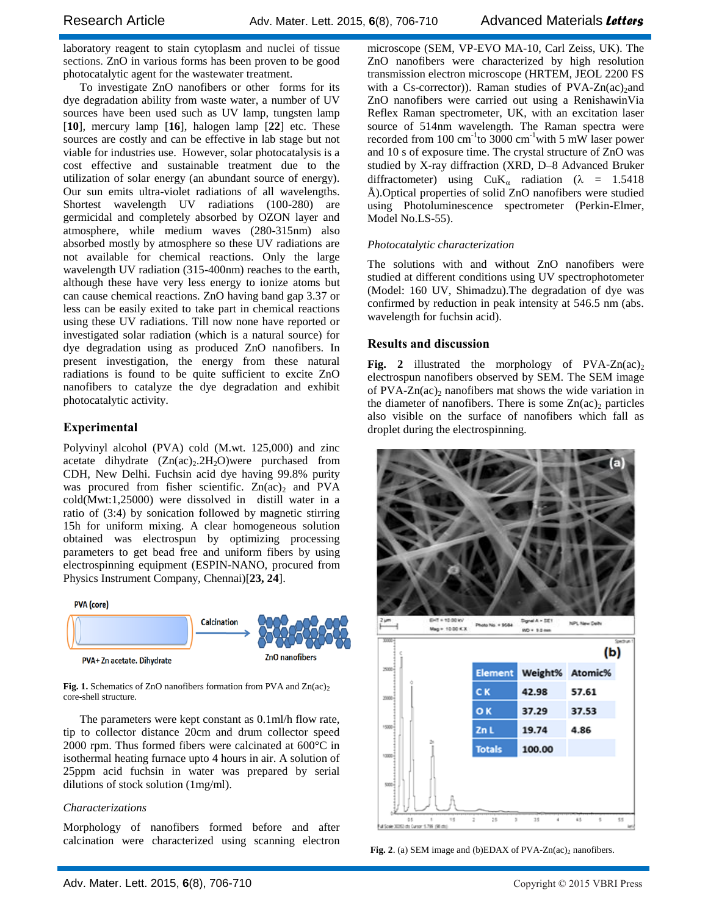laboratory reagent to stain cytoplasm and nuclei of tissue sections. ZnO in various forms has been proven to be good photocatalytic agent for the wastewater treatment.

To investigate ZnO nanofibers or other forms for its dye degradation ability from waste water, a number of UV sources have been used such as UV lamp, tungsten lamp [**10**], mercury lamp [**16**], halogen lamp [**22**] etc. These sources are costly and can be effective in lab stage but not viable for industries use. However, solar photocatalysis is a cost effective and sustainable treatment due to the utilization of solar energy (an abundant source of energy). Our sun emits ultra-violet radiations of all wavelengths. Shortest wavelength UV radiations (100-280) are germicidal and completely absorbed by OZON layer and atmosphere, while medium waves (280-315nm) also absorbed mostly by atmosphere so these UV radiations are not available for chemical reactions. Only the large wavelength UV radiation (315-400nm) reaches to the earth, although these have very less energy to ionize atoms but can cause chemical reactions. ZnO having band gap 3.37 or less can be easily exited to take part in chemical reactions using these UV radiations. Till now none have reported or investigated solar radiation (which is a natural source) for dye degradation using as produced ZnO nanofibers. In present investigation, the energy from these natural radiations is found to be quite sufficient to excite ZnO nanofibers to catalyze the dye degradation and exhibit photocatalytic activity.

## Experimental

Polyvinyl alcohol (PVA) cold (M.wt. 125,000) and zinc acetate dihydrate ($Zn(ac)_2.2H_2O$)were purchased from CDH, New Delhi. Fuchsin acid dye having 99.8% purity was procured from fisher scientific. $Zn(ac)_2$ and PVA cold(Mwt:1,25000) were dissolved in distill water in a ratio of (3:4) by sonication followed by magnetic stirring 15h for uniform mixing. A clear homogeneous solution obtained was electrospun by optimizing processing parameters to get bead free and uniform fibers by using electrospinning equipment (ESPIN-NANO, procured from Physics Instrument Company, Chennai)[**23, 24**].

**Fig. 1.** Schematics of ZnO nanofibers formation from PVA and $Zn(ac)_2$ core-shell structure.

The parameters were kept constant as 0.1ml/h flow rate, tip to collector distance 20cm and drum collector speed 2000 rpm. Thus formed fibers were calcinated at 600°C in isothermal heating furnace upto 4 hours in air. A solution of 25ppm acid fuchsin in water was prepared by serial dilutions of stock solution (1mg/ml).

### *Characterizations*

Morphology of nanofibers formed before and after calcination were characterized using scanning electron microscope (SEM, VP-EVO MA-10, Carl Zeiss, UK). The ZnO nanofibers were characterized by high resolution transmission electron microscope (HRTEM, JEOL 2200 FS with a Cs-corrector)). Raman studies of PVA-$Zn(ac)_2$and ZnO nanofibers were carried out using a RenishawinVia Reflex Raman spectrometer, UK, with an excitation laser source of 514nm wavelength. The Raman spectra were recorded from 100 $cm^{-1}$to 3000 $cm^{-1}$with 5 mW laser power and 10 s of exposure time. The crystal structure of ZnO was studied by X-ray diffraction (XRD, D–8 Advanced Bruker diffractometer) using $CuK_\alpha$ radiation ($\lambda$ = 1.5418 Å).Optical properties of solid ZnO nanofibers were studied using Photoluminescence spectrometer (Perkin-Elmer, Model No.LS-55).

### *Photocatalytic characterization*

The solutions with and without ZnO nanofibers were studied at different conditions using UV spectrophotometer (Model: 160 UV, Shimadzu).The degradation of dye was confirmed by reduction in peak intensity at 546.5 nm (abs. wavelength for fuchsin acid).

## Results and discussion

**Fig. 2** illustrated the morphology of PVA-$Zn(ac)_2$ electrospun nanofibers observed by SEM. The SEM image of PVA-$Zn(ac)_2$ nanofibers mat shows the wide variation in the diameter of nanofibers. There is some $Zn(ac)_2$ particles also visible on the surface of nanofibers which fall as droplet during the electrospinning.

| Element | Weight% | Atomic% |
|---|---|---|
| C K | 42.98 | 57.61 |
| O K | 37.29 | 37.53 |
| Zn L | 19.74 | 4.86 |
| Totals | 100.00 | |

**Fig. 2**. (a) SEM image and (b)EDAX of PVA-$Zn(ac)_2$ nanofibers.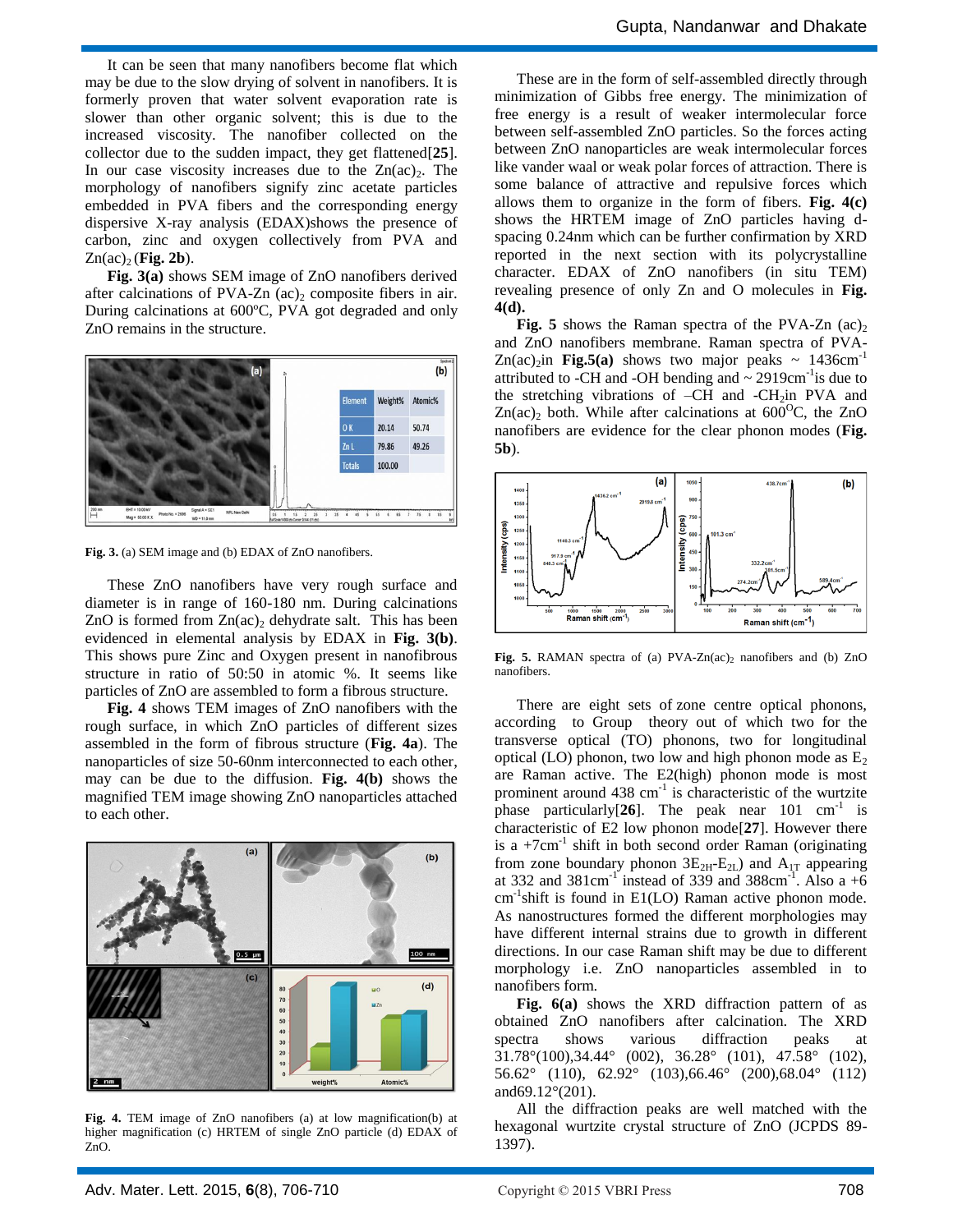It can be seen that many nanofibers become flat which may be due to the slow drying of solvent in nanofibers. It is formerly proven that water solvent evaporation rate is slower than other organic solvent; this is due to the increased viscosity. The nanofiber collected on the collector due to the sudden impact, they get flattened[**25**]. In our case viscosity increases due to the $Zn(ac)_2$. The morphology of nanofibers signify zinc acetate particles embedded in PVA fibers and the corresponding energy dispersive X-ray analysis (EDAX)shows the presence of carbon, zinc and oxygen collectively from PVA and $Zn(ac)_2$ (**Fig. 2b**).

**Fig. 3(a)** shows SEM image of ZnO nanofibers derived after calcinations of PVA-Zn $(ac)_2$ composite fibers in air. During calcinations at 600ºC, PVA got degraded and only ZnO remains in the structure.

| Element | Weight% | Atomic% |
|---|---|---|
| O K | 20.14 | 50.74 |
| Zn L | 79.86 | 49.26 |
| Totals | 100.00 | |

**Fig. 3.** (a) SEM image and (b) EDAX of ZnO nanofibers.

These ZnO nanofibers have very rough surface and diameter is in range of 160-180 nm. During calcinations ZnO is formed from $Zn(ac)_2$ dehydrate salt. This has been evidenced in elemental analysis by EDAX in **Fig. 3(b)**. This shows pure Zinc and Oxygen present in nanofibrous structure in ratio of 50:50 in atomic %. It seems like particles of ZnO are assembled to form a fibrous structure.

**Fig. 4** shows TEM images of ZnO nanofibers with the rough surface, in which ZnO particles of different sizes assembled in the form of fibrous structure (**Fig. 4a**). The nanoparticles of size 50-60nm interconnected to each other, may can be due to the diffusion. **Fig. 4(b)** shows the magnified TEM image showing ZnO nanoparticles attached to each other.

**Fig. 4.** TEM image of ZnO nanofibers (a) at low magnification(b) at higher magnification (c) HRTEM of single ZnO particle (d) EDAX of ZnO.

These are in the form of self-assembled directly through minimization of Gibbs free energy. The minimization of free energy is a result of weaker intermolecular force between self-assembled ZnO particles. So the forces acting between ZnO nanoparticles are weak intermolecular forces like vander waal or weak polar forces of attraction. There is some balance of attractive and repulsive forces which allows them to organize in the form of fibers. **Fig. 4(c)** shows the HRTEM image of ZnO particles having d-spacing 0.24nm which can be further confirmation by XRD reported in the next section with its polycrystalline character. EDAX of ZnO nanofibers (in situ TEM) revealing presence of only Zn and O molecules in **Fig. 4(d).**

**Fig. 5** shows the Raman spectra of the PVA-Zn $(ac)_2$ and ZnO nanofibers membrane. Raman spectra of PVA-$Zn(ac)_2$in **Fig.5(a)** shows two major peaks ~ 1436cm$^{-1}$ attributed to -CH and -OH bending and ~ 2919cm$^{-1}$is due to the stretching vibrations of –CH and -$CH_2$in PVA and $Zn(ac)_2$ both. While after calcinations at 600$^{O}$C, the ZnO nanofibers are evidence for the clear phonon modes (**Fig. 5b**).

**Fig. 5.** RAMAN spectra of (a) PVA-$Zn(ac)_2$ nanofibers and (b) ZnO nanofibers.

There are eight sets of zone centre optical phonons, according to Group theory out of which two for the transverse optical (TO) phonons, two for longitudinal optical (LO) phonon, two low and high phonon mode as $E_2$ are Raman active. The E2(high) phonon mode is most prominent around 438 cm$^{-1}$ is characteristic of the wurtzite phase particularly[**26**]. The peak near 101 cm$^{-1}$ is characteristic of E2 low phonon mode[**27**]. However there is a +7cm$^{-1}$ shift in both second order Raman (originating from zone boundary phonon $3E_{2H}$-$E_{2L}$) and $A_{1T}$ appearing at 332 and 381cm$^{-1}$ instead of 339 and 388cm$^{-1}$. Also a +6 cm$^{-1}$shift is found in E1(LO) Raman active phonon mode. As nanostructures formed the different morphologies may have different internal strains due to growth in different directions. In our case Raman shift may be due to different morphology i.e. ZnO nanoparticles assembled in to nanofibers form.

**Fig. 6(a)** shows the XRD diffraction pattern of as obtained ZnO nanofibers after calcination. The XRD spectra shows various diffraction peaks at 31.78°(100),34.44° (002), 36.28° (101), 47.58° (102), 56.62° (110), 62.92° (103),66.46° (200),68.04° (112) and69.12°(201).

All the diffraction peaks are well matched with the hexagonal wurtzite crystal structure of ZnO (JCPDS 89-1397).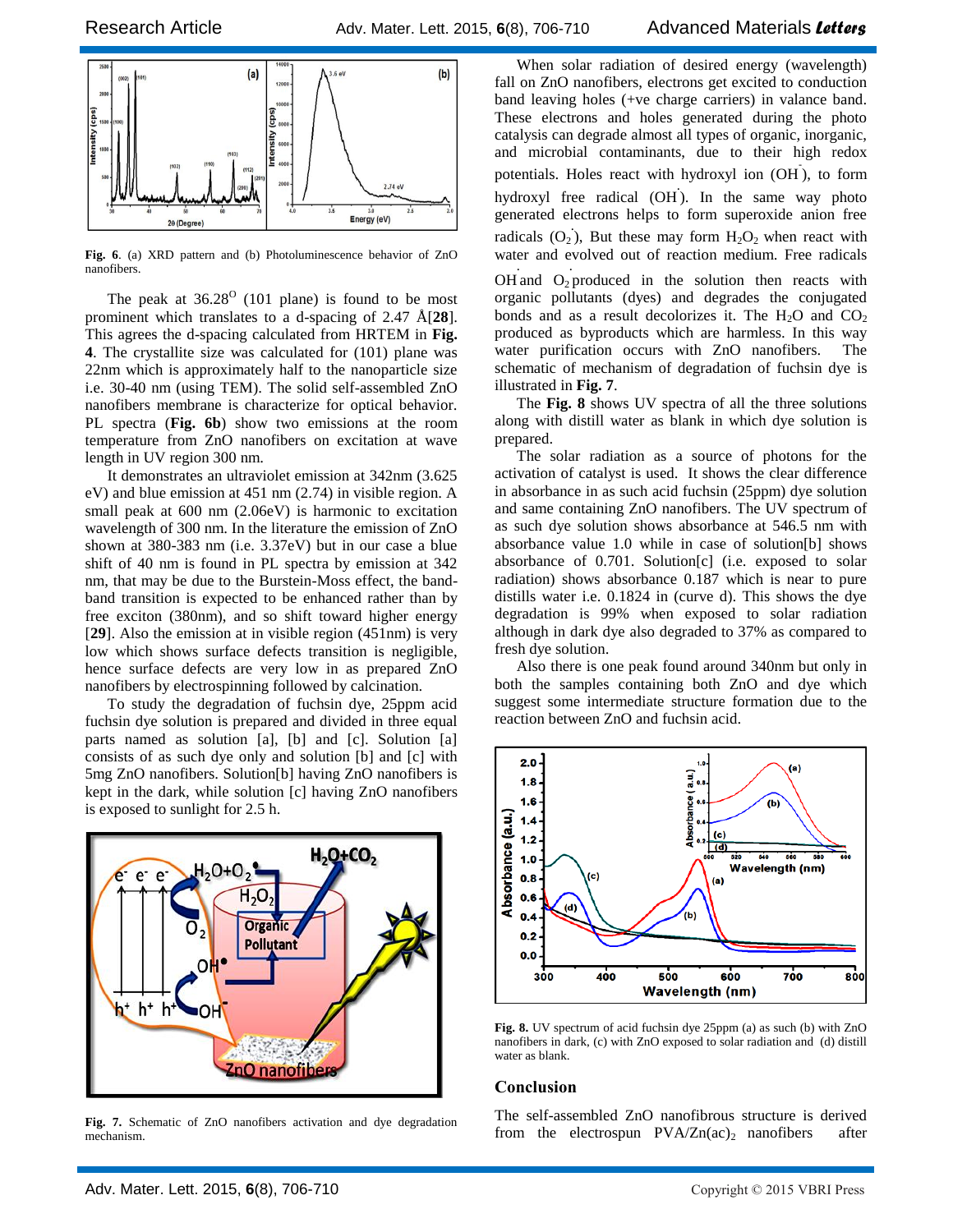Fig. 6. (a) XRD pattern and (b) Photoluminescence behavior of ZnO nanofibers.

The peak at 36.28$^{O}$ (101 plane) is found to be most prominent which translates to a d-spacing of 2.47 Å[**28**]. This agrees the d-spacing calculated from HRTEM in **Fig. 4**. The crystallite size was calculated for (101) plane was 22nm which is approximately half to the nanoparticle size i.e. 30-40 nm (using TEM). The solid self-assembled ZnO nanofibers membrane is characterize for optical behavior. PL spectra (**Fig. 6b**) show two emissions at the room temperature from ZnO nanofibers on excitation at wave length in UV region 300 nm.

It demonstrates an ultraviolet emission at 342nm (3.625 eV) and blue emission at 451 nm (2.74) in visible region. A small peak at 600 nm (2.06eV) is harmonic to excitation wavelength of 300 nm. In the literature the emission of ZnO shown at 380-383 nm (i.e. 3.37eV) but in our case a blue shift of 40 nm is found in PL spectra by emission at 342 nm, that may be due to the Burstein-Moss effect, the band-band transition is expected to be enhanced rather than by free exciton (380nm), and so shift toward higher energy [**29**]. Also the emission at in visible region (451nm) is very low which shows surface defects transition is negligible, hence surface defects are very low in as prepared ZnO nanofibers by electrospinning followed by calcination.

To study the degradation of fuchsin dye, 25ppm acid fuchsin dye solution is prepared and divided in three equal parts named as solution [a], [b] and [c]. Solution [a] consists of as such dye only and solution [b] and [c] with 5mg ZnO nanofibers. Solution[b] having ZnO nanofibers is kept in the dark, while solution [c] having ZnO nanofibers is exposed to sunlight for 2.5 h.

Fig. 7. Schematic of ZnO nanofibers activation and dye degradation mechanism.

When solar radiation of desired energy (wavelength) fall on ZnO nanofibers, electrons get excited to conduction band leaving holes (+ve charge carriers) in valance band. These electrons and holes generated during the photo catalysis can degrade almost all types of organic, inorganic, and microbial contaminants, due to their high redox potentials. Holes react with hydroxyl ion ($OH^-$), to form hydroxyl free radical ($OH^{\cdot}$). In the same way photo generated electrons helps to form superoxide anion free radicals ($O_2^{\cdot}$), But these may form $H_2O_2$ when react with water and evolved out of reaction medium. Free radicals $\dot{OH}$ and $\dot{O_2}$ produced in the solution then reacts with organic pollutants (dyes) and degrades the conjugated bonds and as a result decolorizes it. The $H_2O$ and $CO_2$ produced as byproducts which are harmless. In this way water purification occurs with ZnO nanofibers. The schematic of mechanism of degradation of fuchsin dye is illustrated in **Fig. 7**.

The **Fig. 8** shows UV spectra of all the three solutions along with distill water as blank in which dye solution is prepared.

The solar radiation as a source of photons for the activation of catalyst is used. It shows the clear difference in absorbance in as such acid fuchsin (25ppm) dye solution and same containing ZnO nanofibers. The UV spectrum of as such dye solution shows absorbance at 546.5 nm with absorbance value 1.0 while in case of solution[b] shows absorbance of 0.701. Solution[c] (i.e. exposed to solar radiation) shows absorbance 0.187 which is near to pure distills water i.e. 0.1824 in (curve d). This shows the dye degradation is 99% when exposed to solar radiation although in dark dye also degraded to 37% as compared to fresh dye solution.

Also there is one peak found around 340nm but only in both the samples containing both ZnO and dye which suggest some intermediate structure formation due to the reaction between ZnO and fuchsin acid.

Fig. 8. UV spectrum of acid fuchsin dye 25ppm (a) as such (b) with ZnO nanofibers in dark, (c) with ZnO exposed to solar radiation and (d) distill water as blank.

## Conclusion

The self-assembled ZnO nanofibrous structure is derived from the electrospun PVA/Zn(ac)$_2$ nanofibers after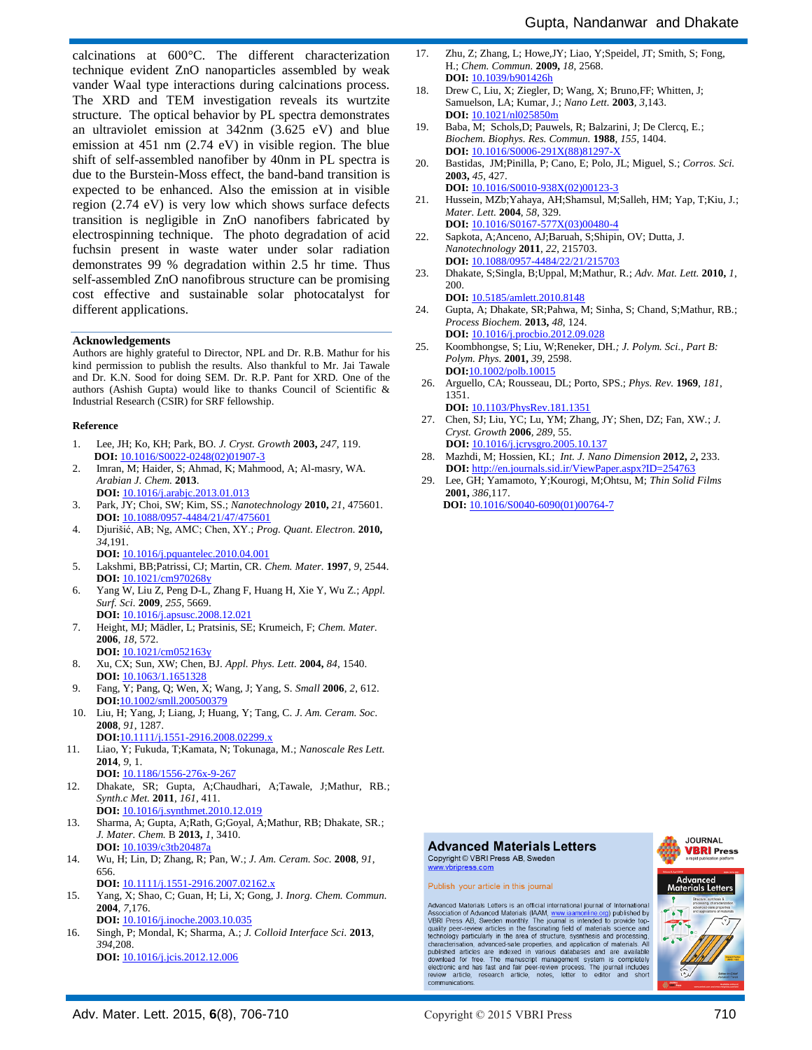calcinations at 600°C. The different characterization technique evident ZnO nanoparticles assembled by weak vander Waal type interactions during calcinations process. The XRD and TEM investigation reveals its wurtzite structure. The optical behavior by PL spectra demonstrates an ultraviolet emission at 342nm (3.625 eV) and blue emission at 451 nm (2.74 eV) in visible region. The blue shift of self-assembled nanofiber by 40nm in PL spectra is due to the Burstein-Moss effect, the band-band transition is expected to be enhanced. Also the emission at in visible region (2.74 eV) is very low which shows surface defects transition is negligible in ZnO nanofibers fabricated by electrospinning technique. The photo degradation of acid fuchsin present in waste water under solar radiation demonstrates 99 % degradation within 2.5 hr time. Thus self-assembled ZnO nanofibrous structure can be promising cost effective and sustainable solar photocatalyst for different applications.

### Acknowledgements

Authors are highly grateful to Director, NPL and Dr. R.B. Mathur for his kind permission to publish the results. Also thankful to Mr. Jai Tawale and Dr. K.N. Sood for doing SEM. Dr. R.P. Pant for XRD. One of the authors (Ashish Gupta) would like to thanks Council of Scientific & Industrial Research (CSIR) for SRF fellowship.

### Reference

1. Lee, JH; Ko, KH; Park, BO. *J. Cryst. Growth* **2003,** *247*, 119. **DOI:** 10.1016/S0022-0248(02)01907-3
2. Imran, M; Haider, S; Ahmad, K; Mahmood, A; Al-masry, WA. *Arabian J. Chem.* **2013**. **DOI:** 10.1016/j.arabjc.2013.01.013
3. Park, JY; Choi, SW; Kim, SS.; *Nanotechnology* **2010,** *21*, 475601. **DOI:** 10.1088/0957-4484/21/47/475601
4. Djurišić, AB; Ng, AMC; Chen, XY.; *Prog. Quant. Electron.* **2010,** *34*,191. **DOI:** 10.1016/j.pquantelec.2010.04.001
5. Lakshmi, BB;Patrissi, CJ; Martin, CR. *Chem. Mater.* **1997**, *9*, 2544. **DOI:** 10.1021/cm970268y
6. Yang W, Liu Z, Peng D-L, Zhang F, Huang H, Xie Y, Wu Z.; *Appl. Surf. Sci.* **2009**, *255*, 5669. **DOI:** 10.1016/j.apsusc.2008.12.021
7. Height, MJ; Mädler, L; Pratsinis, SE; Krumeich, F; *Chem. Mater.* **2006**, *18*, 572. **DOI:** 10.1021/cm052163y
8. Xu, CX; Sun, XW; Chen, BJ. *Appl. Phys. Lett.* **2004,** *84*, 1540. **DOI:** 10.1063/1.1651328
9. Fang, Y; Pang, Q; Wen, X; Wang, J; Yang, S. *Small* **2006**, *2*, 612. **DOI:**10.1002/smll.200500379
10. Liu, H; Yang, J; Liang, J; Huang, Y; Tang, C. *J. Am. Ceram. Soc.* **2008**, *91*, 1287. **DOI:**10.1111/j.1551-2916.2008.02299.x
11. Liao, Y; Fukuda, T;Kamata, N; Tokunaga, M.; *Nanoscale Res Lett.* **2014**, *9*, 1. **DOI:** 10.1186/1556-276x-9-267
12. Dhakate, SR; Gupta, A;Chaudhari, A;Tawale, J;Mathur, RB.; *Synth.c Met.* **2011**, *161*, 411. **DOI:** 10.1016/j.synthmet.2010.12.019
13. Sharma, A; Gupta, A;Rath, G;Goyal, A;Mathur, RB; Dhakate, SR.; *J. Mater. Chem.* B **2013,** *1*, 3410. **DOI:** 10.1039/c3tb20487a
14. Wu, H; Lin, D; Zhang, R; Pan, W.; *J. Am. Ceram. Soc.* **2008**, *91*, 656. **DOI:** 10.1111/j.1551-2916.2007.02162.x
15. Yang, X; Shao, C; Guan, H; Li, X; Gong, J. *Inorg. Chem. Commun.* **2004**, *7*,176. **DOI:** 10.1016/j.inoche.2003.10.035
16. Singh, P; Mondal, K; Sharma, A.; *J. Colloid Interface Sci.* **2013**, *394*,208. **DOI:** 10.1016/j.jcis.2012.12.006
17. Zhu, Z; Zhang, L; Howe,JY; Liao, Y;Speidel, JT; Smith, S; Fong, H.; *Chem. Commun.* **2009,** *18*, 2568. **DOI:** 10.1039/b901426h
18. Drew C, Liu, X; Ziegler, D; Wang, X; Bruno,FF; Whitten, J; Samuelson, LA; Kumar, J.; *Nano Lett.* **2003**, *3*,143. **DOI:** 10.1021/nl025850m
19. Baba, M; Schols,D; Pauwels, R; Balzarini, J; De Clercq, E.; *Biochem. Biophys. Res. Commun.* **1988**, *155*, 1404. **DOI:** 10.1016/S0006-291X(88)81297-X
20. Bastidas, JM;Pinilla, P; Cano, E; Polo, JL; Miguel, S.; *Corros. Sci.* **2003,** *45*, 427. **DOI:** 10.1016/S0010-938X(02)00123-3
21. Hussein, MZb;Yahaya, AH;Shamsul, M;Salleh, HM; Yap, T;Kiu, J.; *Mater. Lett.* **2004**, *58*, 329. **DOI:** 10.1016/S0167-577X(03)00480-4
22. Sapkota, A;Anceno, AJ;Baruah, S;Shipin, OV; Dutta, J. *Nanotechnology* **2011**, *22*, 215703. **DOI:** 10.1088/0957-4484/22/21/215703
23. Dhakate, S;Singla, B;Uppal, M;Mathur, R.; *Adv. Mat. Lett.* **2010,** *1*, 200. **DOI:** 10.5185/amlett.2010.8148
24. Gupta, A; Dhakate, SR;Pahwa, M; Sinha, S; Chand, S;Mathur, RB.; *Process Biochem.* **2013,** *48*, 124. **DOI:** 10.1016/j.procbio.2012.09.028
25. Koombhongse, S; Liu, W;Reneker, DH.; *J. Polym. Sci., Part B: Polym. Phys.* **2001,** *39*, 2598. **DOI:**10.1002/polb.10015
26. Arguello, CA; Rousseau, DL; Porto, SPS.; *Phys. Rev.* **1969**, *181*, 1351. **DOI:** 10.1103/PhysRev.181.1351
27. Chen, SJ; Liu, YC; Lu, YM; Zhang, JY; Shen, DZ; Fan, XW.; *J. Cryst. Growth* **2006**, *289*, 55. **DOI:** 10.1016/j.jcrysgro.2005.10.137
28. Mazhdi, M; Hossien, KI.; *Int. J. Nano Dimension* **2012,** *2***,** 233. **DOI:** http://en.journals.sid.ir/ViewPaper.aspx?ID=254763
29. Lee, GH; Yamamoto, Y;Kourogi, M;Ohtsu, M; *Thin Solid Films* **2001,** *386*,117. **DOI:** 10.1016/S0040-6090(01)00764-7

**Advanced Materials Letters**
Copyright © VBRI Press AB, Sweden
www.vbripress.com

Publish your article in this journal

Advanced Materials Letters is an official international journal of International Association of Advanced Materials (IAAM, www.iaamonline.org) published by VBRI Press AB, Sweden monthly. The journal is intended to provide top-quality peer-review articles in the fascinating field of materials science and technology particularly in the area of structure, synthesis and processing, characterisation, advanced-sate properties, and application of materials. All published articles are indexed in various databases and are available download for free. The manuscript management system is completely electronic and has fast and fair peer-review process. The journal includes review article, research article, notes, letter to editor and short communications.